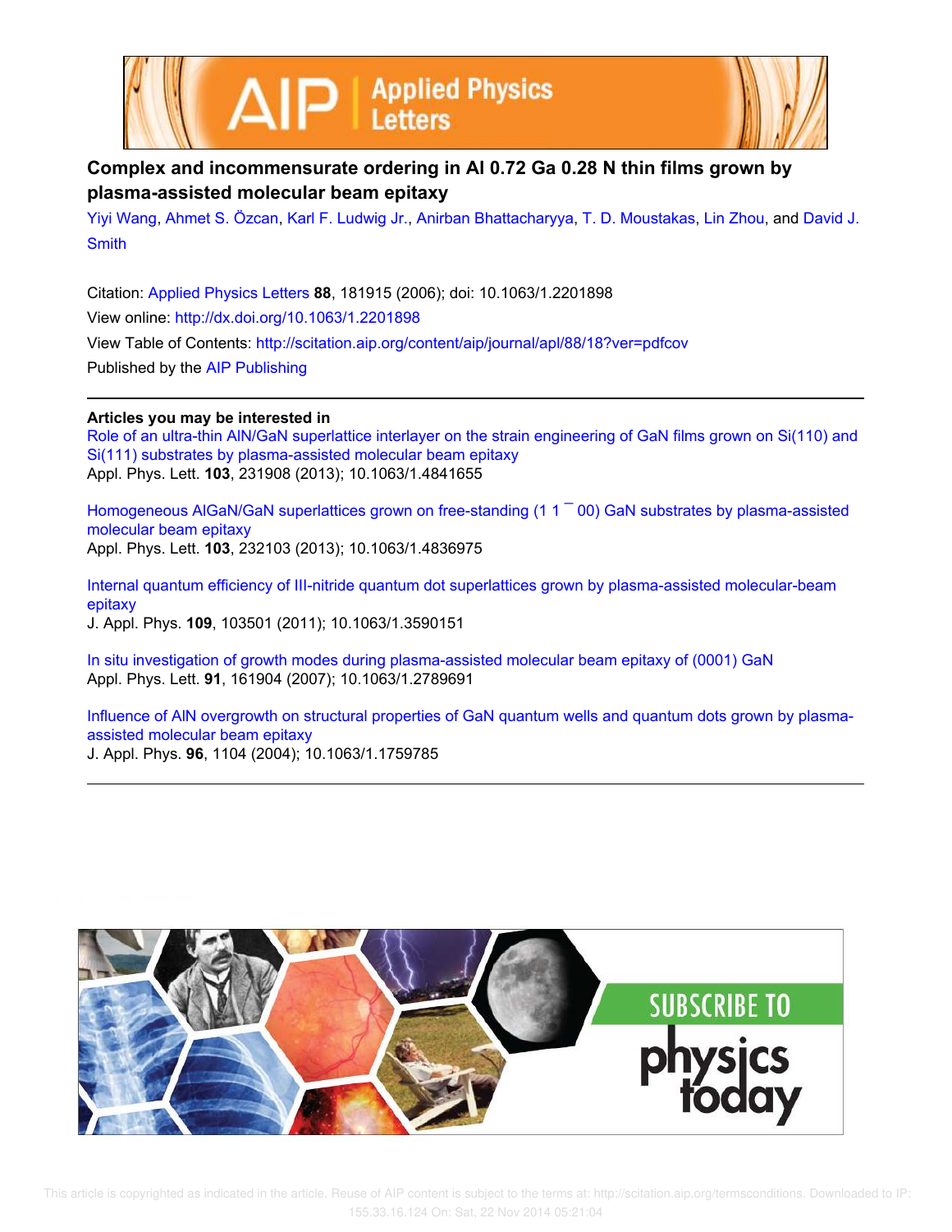# Complex and incommensurate ordering in Al 0.72 Ga 0.28 N thin films grown by plasma-assisted molecular beam epitaxy

Yiyi Wang, Ahmet S. Özcan, Karl F. Ludwig Jr., Anirban Bhattacharyya, T. D. Moustakas, Lin Zhou, and David J. Smith

Citation: Applied Physics Letters **88**, 181915 (2006); doi: 10.1063/1.2201898

View online: http://dx.doi.org/10.1063/1.2201898

View Table of Contents: http://scitation.aip.org/content/aip/journal/apl/88/18?ver=pdfcov

Published by the AIP Publishing

---

**Articles you may be interested in**

Role of an ultra-thin AlN/GaN superlattice interlayer on the strain engineering of GaN films grown on Si(110) and Si(111) substrates by plasma-assisted molecular beam epitaxy
Appl. Phys. Lett. **103**, 231908 (2013); 10.1063/1.4841655

Homogeneous AlGaN/GaN superlattices grown on free-standing (1 1 ¯ 00) GaN substrates by plasma-assisted molecular beam epitaxy
Appl. Phys. Lett. **103**, 232103 (2013); 10.1063/1.4836975

Internal quantum efficiency of III-nitride quantum dot superlattices grown by plasma-assisted molecular-beam epitaxy
J. Appl. Phys. **109**, 103501 (2011); 10.1063/1.3590151

In situ investigation of growth modes during plasma-assisted molecular beam epitaxy of (0001) GaN
Appl. Phys. Lett. **91**, 161904 (2007); 10.1063/1.2789691

Influence of AlN overgrowth on structural properties of GaN quantum wells and quantum dots grown by plasma-assisted molecular beam epitaxy
J. Appl. Phys. **96**, 1104 (2004); 10.1063/1.1759785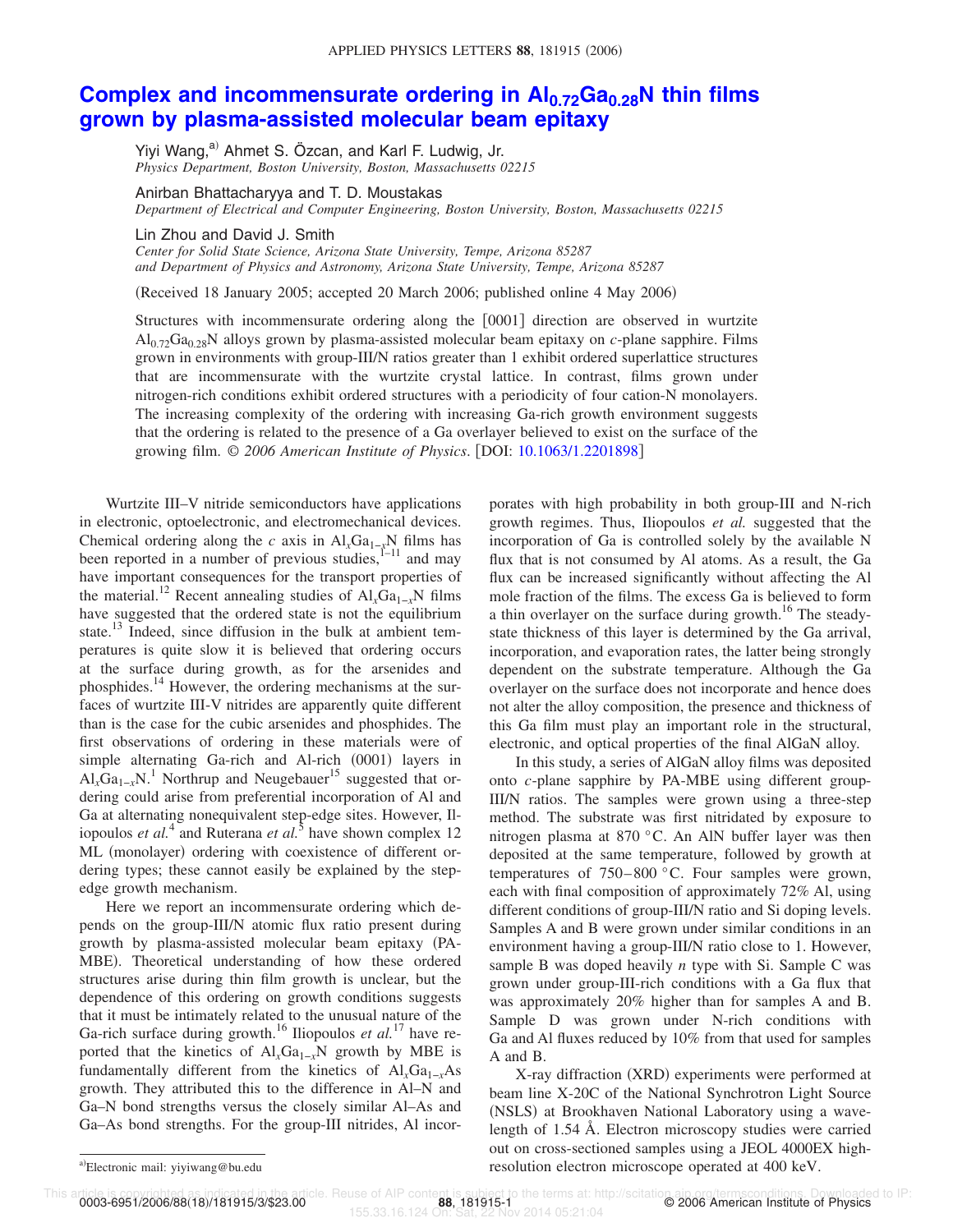# Complex and incommensurate ordering in $Al_{0.72}Ga_{0.28}N$ thin films grown by plasma-assisted molecular beam epitaxy

Yiyi Wang,[a)] Ahmet S. Özcan, and Karl F. Ludwig, Jr.
*Physics Department, Boston University, Boston, Massachusetts 02215*

Anirban Bhattacharyya and T. D. Moustakas
*Department of Electrical and Computer Engineering, Boston University, Boston, Massachusetts 02215*

Lin Zhou and David J. Smith
*Center for Solid State Science, Arizona State University, Tempe, Arizona 85287 and Department of Physics and Astronomy, Arizona State University, Tempe, Arizona 85287*

(Received 18 January 2005; accepted 20 March 2006; published online 4 May 2006)

Structures with incommensurate ordering along the [0001] direction are observed in wurtzite $Al_{0.72}Ga_{0.28}N$ alloys grown by plasma-assisted molecular beam epitaxy on *c*-plane sapphire. Films grown in environments with group-III/N ratios greater than 1 exhibit ordered superlattice structures that are incommensurate with the wurtzite crystal lattice. In contrast, films grown under nitrogen-rich conditions exhibit ordered structures with a periodicity of four cation-N monolayers. The increasing complexity of the ordering with increasing Ga-rich growth environment suggests that the ordering is related to the presence of a Ga overlayer believed to exist on the surface of the growing film. *© 2006 American Institute of Physics*. [DOI: 10.1063/1.2201898]

Wurtzite III–V nitride semiconductors have applications in electronic, optoelectronic, and electromechanical devices. Chemical ordering along the *c* axis in $Al_xGa_{1-x}N$ films has been reported in a number of previous studies,[1–11] and may have important consequences for the transport properties of the material.[12] Recent annealing studies of $Al_xGa_{1-x}N$ films have suggested that the ordered state is not the equilibrium state.[13] Indeed, since diffusion in the bulk at ambient temperatures is quite slow it is believed that ordering occurs at the surface during growth, as for the arsenides and phosphides.[14] However, the ordering mechanisms at the surfaces of wurtzite III-V nitrides are apparently quite different than is the case for the cubic arsenides and phosphides. The first observations of ordering in these materials were of simple alternating Ga-rich and Al-rich (0001) layers in $Al_xGa_{1-x}N$.[1] Northrup and Neugebauer[15] suggested that ordering could arise from preferential incorporation of Al and Ga at alternating nonequivalent step-edge sites. However, Iliopoulos *et al.*[4] and Ruterana *et al.*[5] have shown complex 12 ML (monolayer) ordering with coexistence of different ordering types; these cannot easily be explained by the step-edge growth mechanism.

Here we report an incommensurate ordering which depends on the group-III/N atomic flux ratio present during growth by plasma-assisted molecular beam epitaxy (PA-MBE). Theoretical understanding of how these ordered structures arise during thin film growth is unclear, but the dependence of this ordering on growth conditions suggests that it must be intimately related to the unusual nature of the Ga-rich surface during growth.[16] Iliopoulos *et al.*[17] have reported that the kinetics of $Al_xGa_{1-x}N$ growth by MBE is fundamentally different from the kinetics of $Al_xGa_{1-x}As$ growth. They attributed this to the difference in Al–N and Ga–N bond strengths versus the closely similar Al–As and Ga–As bond strengths. For the group-III nitrides, Al incorporates with high probability in both group-III and N-rich growth regimes. Thus, Iliopoulos *et al.* suggested that the incorporation of Ga is controlled solely by the available N flux that is not consumed by Al atoms. As a result, the Ga flux can be increased significantly without affecting the Al mole fraction of the films. The excess Ga is believed to form a thin overlayer on the surface during growth.[16] The steady-state thickness of this layer is determined by the Ga arrival, incorporation, and evaporation rates, the latter being strongly dependent on the substrate temperature. Although the Ga overlayer on the surface does not incorporate and hence does not alter the alloy composition, the presence and thickness of this Ga film must play an important role in the structural, electronic, and optical properties of the final AlGaN alloy.

In this study, a series of AlGaN alloy films was deposited onto *c*-plane sapphire by PA-MBE using different group-III/N ratios. The samples were grown using a three-step method. The substrate was first nitridated by exposure to nitrogen plasma at 870 °C. An AlN buffer layer was then deposited at the same temperature, followed by growth at temperatures of 750–800 °C. Four samples were grown, each with final composition of approximately 72% Al, using different conditions of group-III/N ratio and Si doping levels. Samples A and B were grown under similar conditions in an environment having a group-III/N ratio close to 1. However, sample B was doped heavily *n* type with Si. Sample C was grown under group-III-rich conditions with a Ga flux that was approximately 20% higher than for samples A and B. Sample D was grown under N-rich conditions with Ga and Al fluxes reduced by 10% from that used for samples A and B.

X-ray diffraction (XRD) experiments were performed at beam line X-20C of the National Synchrotron Light Source (NSLS) at Brookhaven National Laboratory using a wavelength of 1.54 Å. Electron microscopy studies were carried out on cross-sectioned samples using a JEOL 4000EX high-resolution electron microscope operated at 400 keV.

[a)]Electronic mail: yiyiwang@bu.edu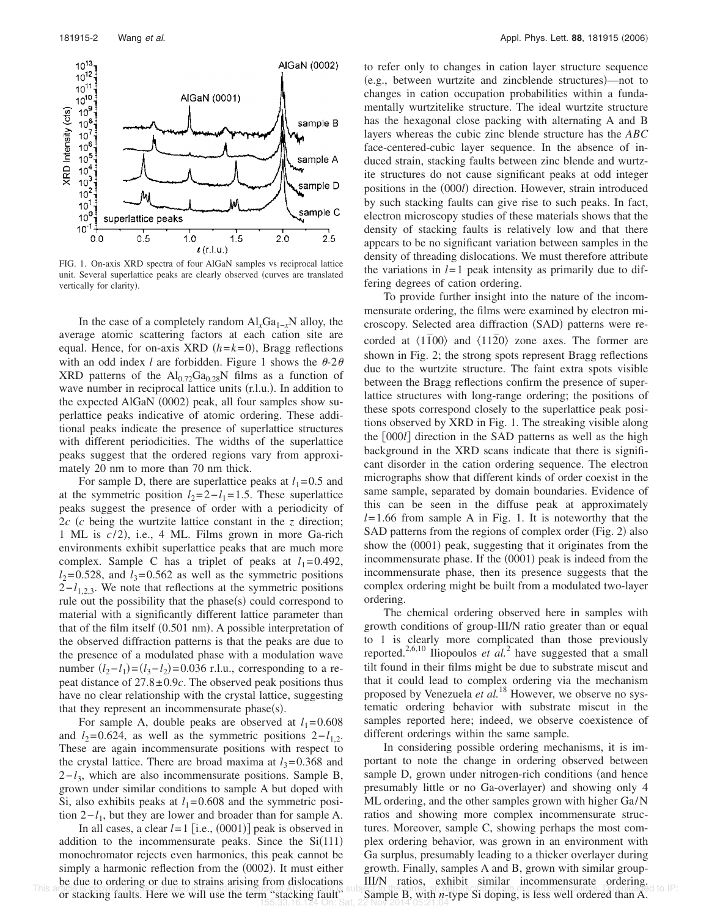FIG. 1. On-axis XRD spectra of four AlGaN samples vs reciprocal lattice unit. Several superlattice peaks are clearly observed (curves are translated vertically for clarity).

In the case of a completely random $Al_xGa_{1-x}N$ alloy, the average atomic scattering factors at each cation site are equal. Hence, for on-axis XRD ($h=k=0$), Bragg reflections with an odd index $l$ are forbidden. Figure 1 shows the $\theta$-$2\theta$ XRD patterns of the $Al_{0.72}Ga_{0.28}N$ films as a function of wave number in reciprocal lattice units (r.l.u.). In addition to the expected AlGaN (0002) peak, all four samples show superlattice peaks indicative of atomic ordering. These additional peaks indicate the presence of superlattice structures with different periodicities. The widths of the superlattice peaks suggest that the ordered regions vary from approximately 20 nm to more than 70 nm thick.

For sample D, there are superlattice peaks at $l_1=0.5$ and at the symmetric position $l_2=2-l_1=1.5$. These superlattice peaks suggest the presence of order with a periodicity of $2c$ ($c$ being the wurtzite lattice constant in the $z$ direction; 1 ML is $c/2$), i.e., 4 ML. Films grown in more Ga-rich environments exhibit superlattice peaks that are much more complex. Sample C has a triplet of peaks at $l_1=0.492$, $l_2=0.528$, and $l_3=0.562$ as well as the symmetric positions $2-l_{1,2,3}$. We note that reflections at the symmetric positions rule out the possibility that the phase(s) could correspond to material with a significantly different lattice parameter than that of the film itself (0.501 nm). A possible interpretation of the observed diffraction patterns is that the peaks are due to the presence of a modulated phase with a modulation wave number $(l_2-l_1)=(l_3-l_2)=0.036$ r.l.u., corresponding to a repeat distance of $27.8\pm0.9c$. The observed peak positions thus have no clear relationship with the crystal lattice, suggesting that they represent an incommensurate phase(s).

For sample A, double peaks are observed at $l_1=0.608$ and $l_2=0.624$, as well as the symmetric positions $2-l_{1,2}$. These are again incommensurate positions with respect to the crystal lattice. There are broad maxima at $l_3=0.368$ and $2-l_3$, which are also incommensurate positions. Sample B, grown under similar conditions to sample A but doped with Si, also exhibits peaks at $l_1=0.608$ and the symmetric position $2-l_1$, but they are lower and broader than for sample A.

In all cases, a clear $l=1$ [i.e., (0001)] peak is observed in addition to the incommensurate peaks. Since the Si(111) monochromator rejects even harmonics, this peak cannot be simply a harmonic reflection from the (0002). It must either be due to ordering or due to strains arising from dislocations or stacking faults. Here we will use the term "stacking fault" to refer only to changes in cation layer structure sequence (e.g., between wurtzite and zincblende structures)—not to changes in cation occupation probabilities within a fundamentally wurtzitelike structure. The ideal wurtzite structure has the hexagonal close packing with alternating A and B layers whereas the cubic zinc blende structure has the *ABC* face-centered-cubic layer sequence. In the absence of induced strain, stacking faults between zinc blende and wurtzite structures do not cause significant peaks at odd integer positions in the $(000l)$ direction. However, strain introduced by such stacking faults can give rise to such peaks. In fact, electron microscopy studies of these materials shows that the density of stacking faults is relatively low and that there appears to be no significant variation between samples in the density of threading dislocations. We must therefore attribute the variations in $l=1$ peak intensity as primarily due to differing degrees of cation ordering.

To provide further insight into the nature of the incommensurate ordering, the films were examined by electron microscopy. Selected area diffraction (SAD) patterns were recorded at $\langle 1\bar{1}00\rangle$ and $\langle 11\bar{2}0\rangle$ zone axes. The former are shown in Fig. 2; the strong spots represent Bragg reflections due to the wurtzite structure. The faint extra spots visible between the Bragg reflections confirm the presence of superlattice structures with long-range ordering; the positions of these spots correspond closely to the superlattice peak positions observed by XRD in Fig. 1. The streaking visible along the $[000l]$ direction in the SAD patterns as well as the high background in the XRD scans indicate that there is significant disorder in the cation ordering sequence. The electron micrographs show that different kinds of order coexist in the same sample, separated by domain boundaries. Evidence of this can be seen in the diffuse peak at approximately $l=1.66$ from sample A in Fig. 1. It is noteworthy that the SAD patterns from the regions of complex order (Fig. 2) also show the (0001) peak, suggesting that it originates from the incommensurate phase. If the (0001) peak is indeed from the incommensurate phase, then its presence suggests that the complex ordering might be built from a modulated two-layer ordering.

The chemical ordering observed here in samples with growth conditions of group-III/N ratio greater than or equal to 1 is clearly more complicated than those previously reported.[2,6,10] Iliopoulos *et al.*[2] have suggested that a small tilt found in their films might be due to substrate miscut and that it could lead to complex ordering via the mechanism proposed by Venezuela *et al.*[18] However, we observe no systematic ordering behavior with substrate miscut in the samples reported here; indeed, we observe coexistence of different orderings within the same sample.

In considering possible ordering mechanisms, it is important to note the change in ordering observed between sample D, grown under nitrogen-rich conditions (and hence presumably little or no Ga-overlayer) and showing only 4 ML ordering, and the other samples grown with higher Ga/N ratios and showing more complex incommensurate structures. Moreover, sample C, showing perhaps the most complex ordering behavior, was grown in an environment with Ga surplus, presumably leading to a thicker overlayer during growth. Finally, samples A and B, grown with similar group-III/N ratios, exhibit similar incommensurate ordering. Sample B, with $n$-type Si doping, is less well ordered than A.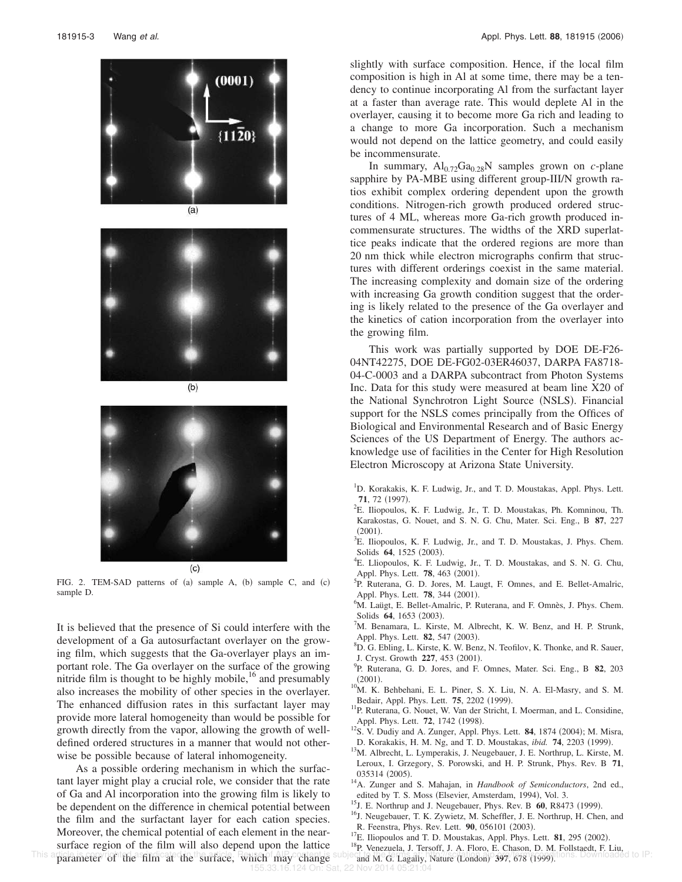(0001)

{11$\bar{2}$0}

(a)

(b)

(c)

FIG. 2. TEM-SAD patterns of (a) sample A, (b) sample C, and (c) sample D.

It is believed that the presence of Si could interfere with the development of a Ga autosurfactant overlayer on the growing film, which suggests that the Ga-overlayer plays an important role. The Ga overlayer on the surface of the growing nitride film is thought to be highly mobile,[16] and presumably also increases the mobility of other species in the overlayer. The enhanced diffusion rates in this surfactant layer may provide more lateral homogeneity than would be possible for growth directly from the vapor, allowing the growth of well-defined ordered structures in a manner that would not otherwise be possible because of lateral inhomogeneity.

As a possible ordering mechanism in which the surfactant layer might play a crucial role, we consider that the rate of Ga and Al incorporation into the growing film is likely to be dependent on the difference in chemical potential between the film and the surfactant layer for each cation species. Moreover, the chemical potential of each element in the near-surface region of the film will also depend upon the lattice parameter of the film at the surface, which may change slightly with surface composition. Hence, if the local film composition is high in Al at some time, there may be a tendency to continue incorporating Al from the surfactant layer at a faster than average rate. This would deplete Al in the overlayer, causing it to become more Ga rich and leading to a change to more Ga incorporation. Such a mechanism would not depend on the lattice geometry, and could easily be incommensurate.

In summary, $Al_{0.72}Ga_{0.28}N$ samples grown on *c*-plane sapphire by PA-MBE using different group-III/N growth ratios exhibit complex ordering dependent upon the growth conditions. Nitrogen-rich growth produced ordered structures of 4 ML, whereas more Ga-rich growth produced incommensurate structures. The widths of the XRD superlattice peaks indicate that the ordered regions are more than 20 nm thick while electron micrographs confirm that structures with different orderings coexist in the same material. The increasing complexity and domain size of the ordering with increasing Ga growth condition suggest that the ordering is likely related to the presence of the Ga overlayer and the kinetics of cation incorporation from the overlayer into the growing film.

This work was partially supported by DOE DE-F26-04NT42275, DOE DE-FG02-03ER46037, DARPA FA8718-04-C-0003 and a DARPA subcontract from Photon Systems Inc. Data for this study were measured at beam line X20 of the National Synchrotron Light Source (NSLS). Financial support for the NSLS comes principally from the Offices of Biological and Environmental Research and of Basic Energy Sciences of the US Department of Energy. The authors acknowledge use of facilities in the Center for High Resolution Electron Microscopy at Arizona State University.

[1] D. Korakakis, K. F. Ludwig, Jr., and T. D. Moustakas, Appl. Phys. Lett. **71**, 72 (1997).
[2] E. Iliopoulos, K. F. Ludwig, Jr., T. D. Moustakas, Ph. Komninou, Th. Karakostas, G. Nouet, and S. N. G. Chu, Mater. Sci. Eng., B **87**, 227 (2001).
[3] E. Iliopoulos, K. F. Ludwig, Jr., and T. D. Moustakas, J. Phys. Chem. Solids **64**, 1525 (2003).
[4] E. Lliopoulos, K. F. Ludwig, Jr., T. D. Moustakas, and S. N. G. Chu, Appl. Phys. Lett. **78**, 463 (2001).
[5] P. Ruterana, G. D. Jores, M. Laugt, F. Omnes, and E. Bellet-Amalric, Appl. Phys. Lett. **78**, 344 (2001).
[6] M. Laügt, E. Bellet-Amalric, P. Ruterana, and F. Omnès, J. Phys. Chem. Solids **64**, 1653 (2003).
[7] M. Benamara, L. Kirste, M. Albrecht, K. W. Benz, and H. P. Strunk, Appl. Phys. Lett. **82**, 547 (2003).
[8] D. G. Ebling, L. Kirste, K. W. Benz, N. Teofilov, K. Thonke, and R. Sauer, J. Cryst. Growth **227**, 453 (2001).
[9] P. Ruterana, G. D. Jores, and F. Omnes, Mater. Sci. Eng., B **82**, 203 (2001).
[10] M. K. Behbehani, E. L. Piner, S. X. Liu, N. A. El-Masry, and S. M. Bedair, Appl. Phys. Lett. **75**, 2202 (1999).
[11] P. Ruterana, G. Nouet, W. Van der Stricht, I. Moerman, and L. Considine, Appl. Phys. Lett. **72**, 1742 (1998).
[12] S. V. Dudiy and A. Zunger, Appl. Phys. Lett. **84**, 1874 (2004); M. Misra, D. Korakakis, H. M. Ng, and T. D. Moustakas, *ibid.* **74**, 2203 (1999).
[13] M. Albrecht, L. Lymperakis, J. Neugebauer, J. E. Northrup, L. Kirste, M. Leroux, I. Grzegory, S. Porowski, and H. P. Strunk, Phys. Rev. B **71**, 035314 (2005).
[14] A. Zunger and S. Mahajan, in *Handbook of Semiconductors*, 2nd ed., edited by T. S. Moss (Elsevier, Amsterdam, 1994), Vol. 3.
[15] J. E. Northrup and J. Neugebauer, Phys. Rev. B **60**, R8473 (1999).
[16] J. Neugebauer, T. K. Zywietz, M. Scheffler, J. E. Northrup, H. Chen, and R. Feenstra, Phys. Rev. Lett. **90**, 056101 (2003).
[17] E. Iliopoulos and T. D. Moustakas, Appl. Phys. Lett. **81**, 295 (2002).
[18] P. Venezuela, J. Tersoff, J. A. Floro, E. Chason, D. M. Follstaedt, F. Liu, and M. G. Lagally, Nature (London) **397**, 678 (1999).